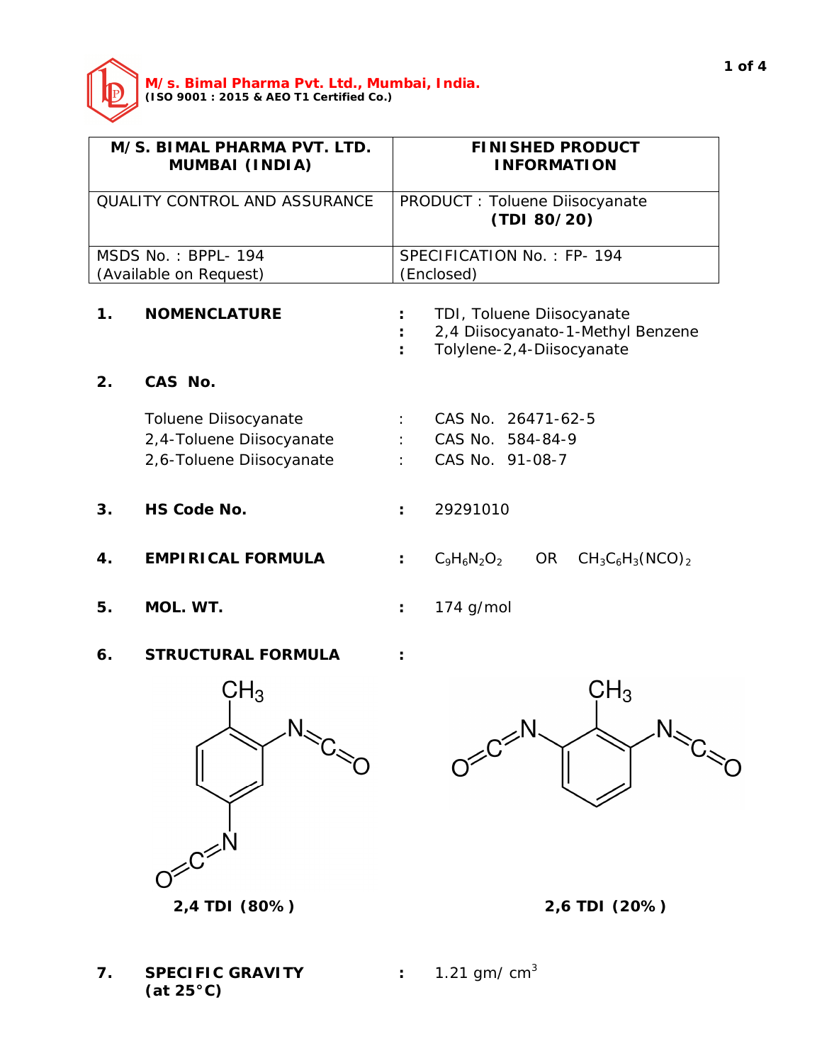**M/s. Bimal Pharma Pvt. Ltd., Mumbai, India.**
**(ISO 9001 : 2015 & AEO T1 Certified Co.)**

| M/S. BIMAL PHARMA PVT. LTD. MUMBAI (INDIA) | FINISHED PRODUCT INFORMATION |
|---|---|
| QUALITY CONTROL AND ASSURANCE | PRODUCT : Toluene Diisocyanate **(TDI 80/20)** |
| MSDS No. : BPPL- 194 (Available on Request) | SPECIFICATION No. : FP- 194 (Enclosed) |

**1. NOMENCLATURE** : TDI, Toluene Diisocyanate
: 2,4 Diisocyanato-1-Methyl Benzene
: Tolylene-2,4-Diisocyanate

**2. CAS No.**

| | | |
|---|---|---|
| Toluene Diisocyanate | : | CAS No. 26471-62-5 |
| 2,4-Toluene Diisocyanate | : | CAS No. 584-84-9 |
| 2,6-Toluene Diisocyanate | : | CAS No. 91-08-7 |

**3. HS Code No.** : 29291010

**4. EMPIRICAL FORMULA** : $C_9H_6N_2O_2$ OR $CH_3C_6H_3(NCO)_2$

**5. MOL. WT.** : 174 g/mol

**6. STRUCTURAL FORMULA** :

**2,4 TDI (80%)**

**2,6 TDI (20%)**

**7. SPECIFIC GRAVITY (at 25°C)** : 1.21 gm/ $cm^3$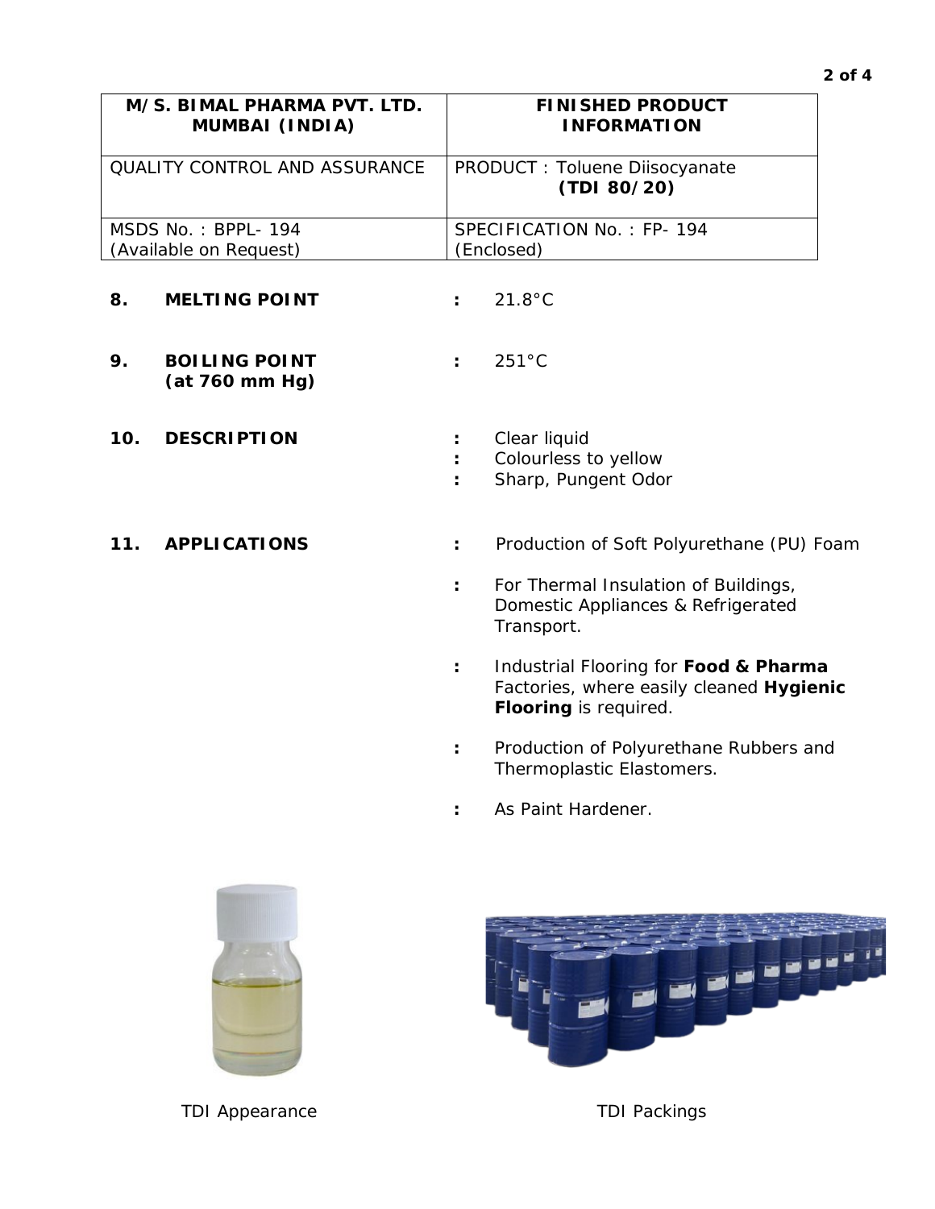| M/S. BIMAL PHARMA PVT. LTD. MUMBAI (INDIA) | FINISHED PRODUCT INFORMATION |
|---|---|
| QUALITY CONTROL AND ASSURANCE | PRODUCT : Toluene Diisocyanate **(TDI 80/20)** |
| MSDS No. : BPPL- 194 (Available on Request) | SPECIFICATION No. : FP- 194 (Enclosed) |

**8. MELTING POINT** : 21.8°C

**9. BOILING POINT (at 760 mm Hg)** : 251°C

**10. DESCRIPTION**
: Clear liquid
: Colourless to yellow
: Sharp, Pungent Odor

**11. APPLICATIONS**
: Production of Soft Polyurethane (PU) Foam

: For Thermal Insulation of Buildings, Domestic Appliances & Refrigerated Transport.

: Industrial Flooring for **Food & Pharma** Factories, where easily cleaned **Hygienic Flooring** is required.

: Production of Polyurethane Rubbers and Thermoplastic Elastomers.

: As Paint Hardener.

TDI Appearance

TDI Packings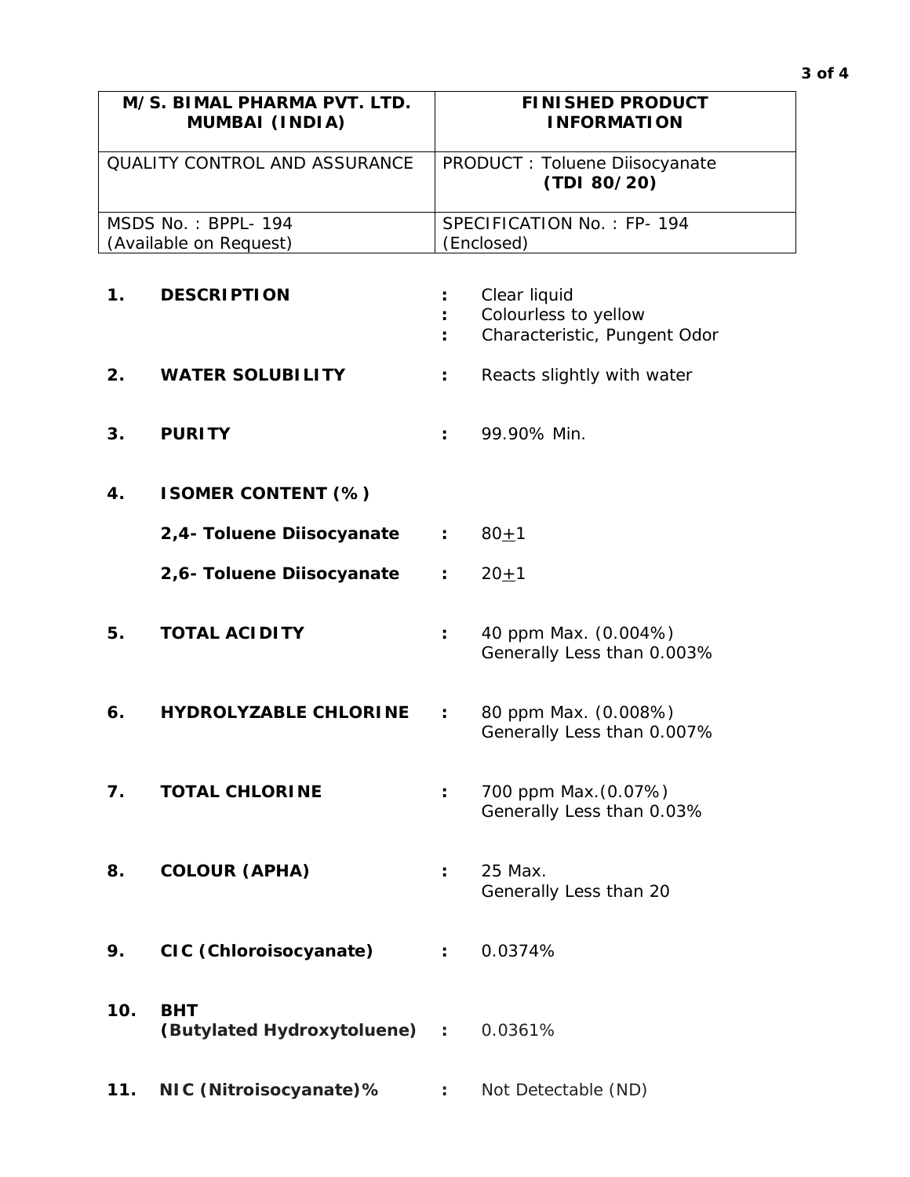| M/S. BIMAL PHARMA PVT. LTD. MUMBAI (INDIA) | FINISHED PRODUCT INFORMATION |
| --- | --- |
| QUALITY CONTROL AND ASSURANCE | PRODUCT : Toluene Diisocyanate **(TDI 80/20)** |
| MSDS No. : BPPL- 194 (Available on Request) | SPECIFICATION No. : FP- 194 (Enclosed) |

| | | | |
| --- | --- | --- | --- |
| **1.** | **DESCRIPTION** | **:** | Clear liquid |
| | | **:** | Colourless to yellow |
| | | **:** | Characteristic, Pungent Odor |
| **2.** | **WATER SOLUBILITY** | **:** | Reacts slightly with water |
| **3.** | **PURITY** | **:** | 99.90% Min. |
| **4.** | **ISOMER CONTENT (%)** | | |
| | **2,4- Toluene Diisocyanate** | **:** | 80±1 |
| | **2,6- Toluene Diisocyanate** | **:** | 20±1 |
| **5.** | **TOTAL ACIDITY** | **:** | 40 ppm Max. (0.004%) Generally Less than 0.003% |
| **6.** | **HYDROLYZABLE CHLORINE** | **:** | 80 ppm Max. (0.008%) Generally Less than 0.007% |
| **7.** | **TOTAL CHLORINE** | **:** | 700 ppm Max.(0.07%) Generally Less than 0.03% |
| **8.** | **COLOUR (APHA)** | **:** | 25 Max. Generally Less than 20 |
| **9.** | **CIC (Chloroisocyanate)** | **:** | 0.0374% |
| **10.** | **BHT (Butylated Hydroxytoluene)** | **:** | 0.0361% |
| **11.** | **NIC (Nitroisocyanate)%** | **:** | Not Detectable (ND) |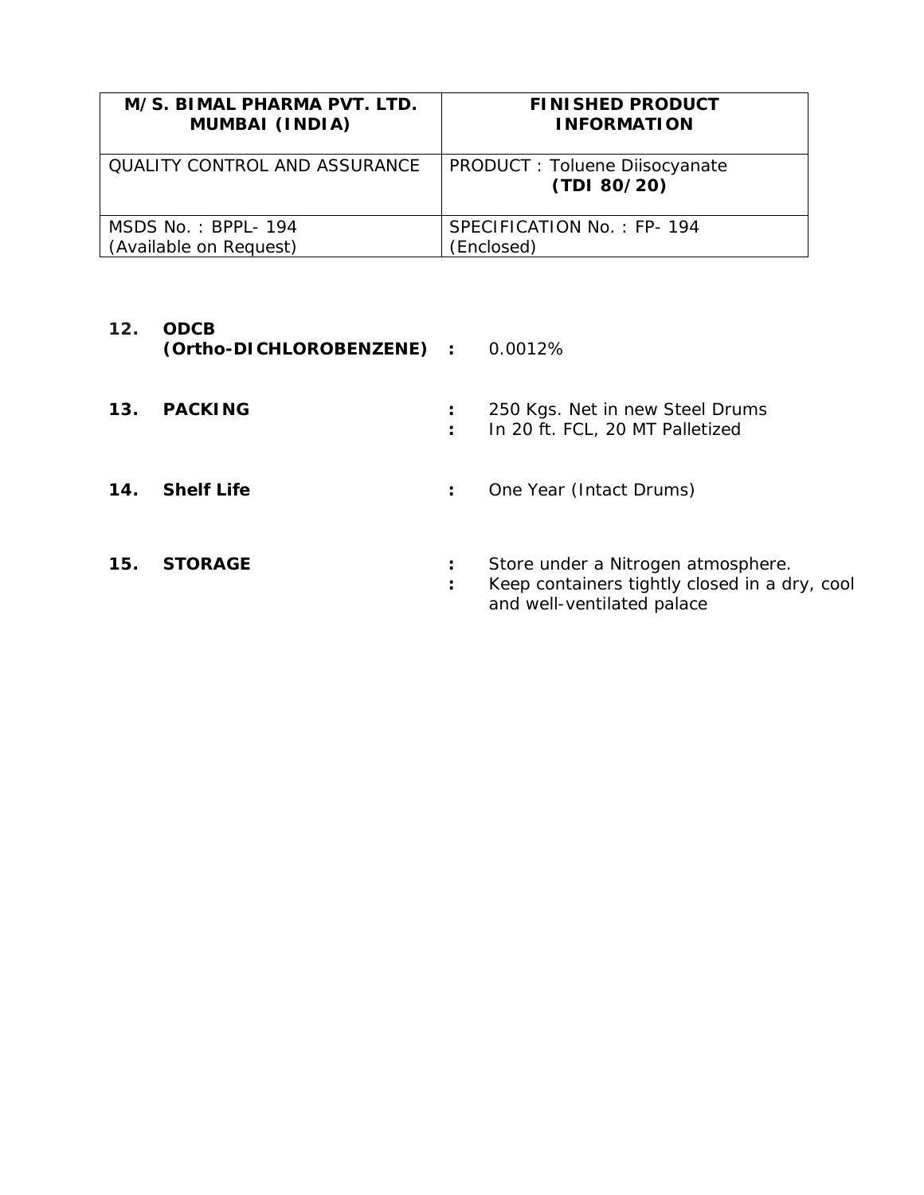| M/S. BIMAL PHARMA PVT. LTD. MUMBAI (INDIA) | FINISHED PRODUCT INFORMATION |
|---|---|
| QUALITY CONTROL AND ASSURANCE | PRODUCT : Toluene Diisocyanate **(TDI 80/20)** |
| MSDS No. : BPPL- 194 (Available on Request) | SPECIFICATION No. : FP- 194 (Enclosed) |

**12. ODCB (Ortho-DICHLOROBENZENE)** : 0.0012%

**13. PACKING** : 250 Kgs. Net in new Steel Drums
: In 20 ft. FCL, 20 MT Palletized

**14. Shelf Life** : One Year (Intact Drums)

**15. STORAGE** : Store under a Nitrogen atmosphere.
: Keep containers tightly closed in a dry, cool and well-ventilated palace